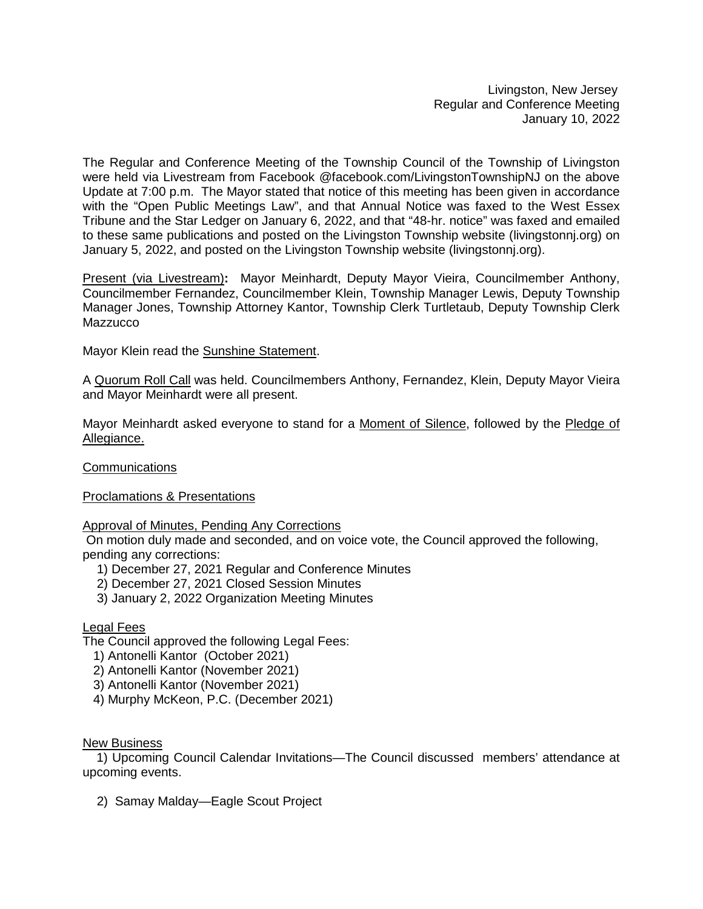Livingston, New Jersey
Regular and Conference Meeting
January 10, 2022

The Regular and Conference Meeting of the Township Council of the Township of Livingston were held via Livestream from Facebook @facebook.com/LivingstonTownshipNJ on the above Update at 7:00 p.m. The Mayor stated that notice of this meeting has been given in accordance with the "Open Public Meetings Law", and that Annual Notice was faxed to the West Essex Tribune and the Star Ledger on January 6, 2022, and that "48-hr. notice" was faxed and emailed to these same publications and posted on the Livingston Township website (livingstonnj.org) on January 5, 2022, and posted on the Livingston Township website (livingstonnj.org).

Present (via Livestream): Mayor Meinhardt, Deputy Mayor Vieira, Councilmember Anthony, Councilmember Fernandez, Councilmember Klein, Township Manager Lewis, Deputy Township Manager Jones, Township Attorney Kantor, Township Clerk Turtletaub, Deputy Township Clerk Mazzucco

Mayor Klein read the Sunshine Statement.

A Quorum Roll Call was held. Councilmembers Anthony, Fernandez, Klein, Deputy Mayor Vieira and Mayor Meinhardt were all present.

Mayor Meinhardt asked everyone to stand for a Moment of Silence, followed by the Pledge of Allegiance.

Communications

Proclamations & Presentations

Approval of Minutes, Pending Any Corrections

On motion duly made and seconded, and on voice vote, the Council approved the following, pending any corrections:

1) December 27, 2021 Regular and Conference Minutes
2) December 27, 2021 Closed Session Minutes
3) January 2, 2022 Organization Meeting Minutes

Legal Fees

The Council approved the following Legal Fees:

1) Antonelli Kantor (October 2021)
2) Antonelli Kantor (November 2021)
3) Antonelli Kantor (November 2021)
4) Murphy McKeon, P.C. (December 2021)

New Business

1) Upcoming Council Calendar Invitations—The Council discussed members' attendance at upcoming events.

2) Samay Malday—Eagle Scout Project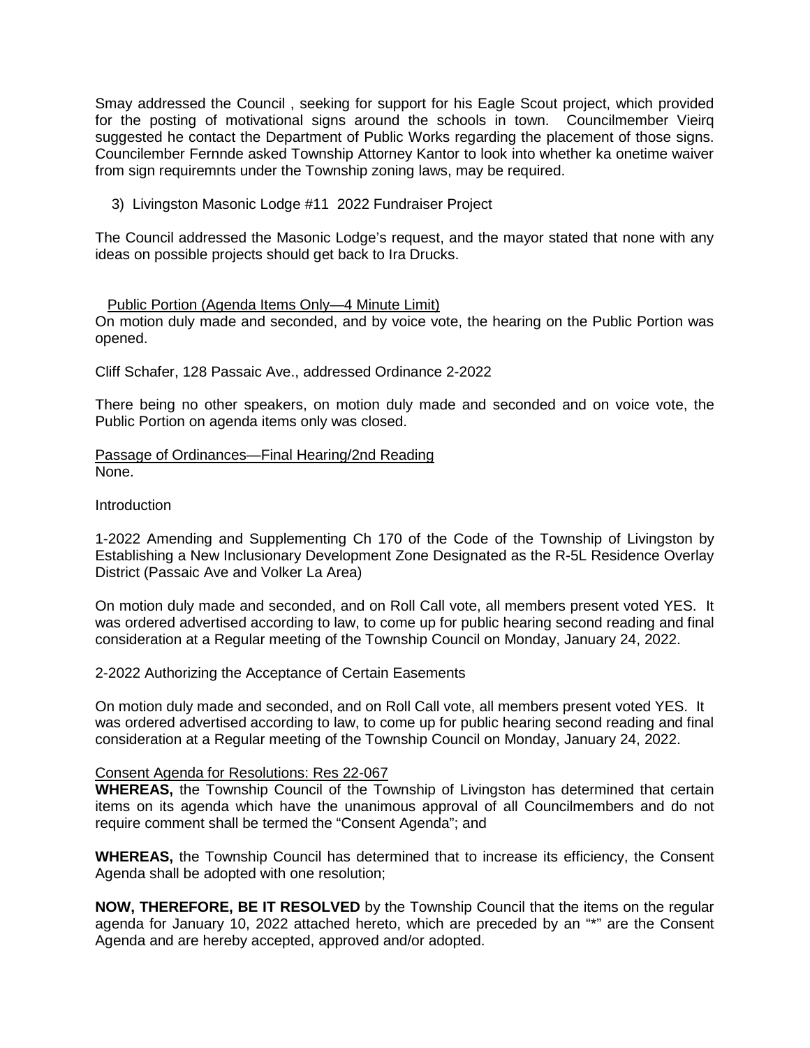Smay addressed the Council , seeking for support for his Eagle Scout project, which provided for the posting of motivational signs around the schools in town. Councilmember Vieirq suggested he contact the Department of Public Works regarding the placement of those signs. Councilember Fernnde asked Township Attorney Kantor to look into whether ka onetime waiver from sign requiremnts under the Township zoning laws, may be required.

3) Livingston Masonic Lodge #11 2022 Fundraiser Project

The Council addressed the Masonic Lodge's request, and the mayor stated that none with any ideas on possible projects should get back to Ira Drucks.

Public Portion (Agenda Items Only—4 Minute Limit)

On motion duly made and seconded, and by voice vote, the hearing on the Public Portion was opened.

Cliff Schafer, 128 Passaic Ave., addressed Ordinance 2-2022

There being no other speakers, on motion duly made and seconded and on voice vote, the Public Portion on agenda items only was closed.

Passage of Ordinances—Final Hearing/2nd Reading

None.

Introduction

1-2022 Amending and Supplementing Ch 170 of the Code of the Township of Livingston by Establishing a New Inclusionary Development Zone Designated as the R-5L Residence Overlay District (Passaic Ave and Volker La Area)

On motion duly made and seconded, and on Roll Call vote, all members present voted YES. It was ordered advertised according to law, to come up for public hearing second reading and final consideration at a Regular meeting of the Township Council on Monday, January 24, 2022.

2-2022 Authorizing the Acceptance of Certain Easements

On motion duly made and seconded, and on Roll Call vote, all members present voted YES. It was ordered advertised according to law, to come up for public hearing second reading and final consideration at a Regular meeting of the Township Council on Monday, January 24, 2022.

Consent Agenda for Resolutions: Res 22-067

**WHEREAS,** the Township Council of the Township of Livingston has determined that certain items on its agenda which have the unanimous approval of all Councilmembers and do not require comment shall be termed the "Consent Agenda"; and

**WHEREAS,** the Township Council has determined that to increase its efficiency, the Consent Agenda shall be adopted with one resolution;

**NOW, THEREFORE, BE IT RESOLVED** by the Township Council that the items on the regular agenda for January 10, 2022 attached hereto, which are preceded by an "*" are the Consent Agenda and are hereby accepted, approved and/or adopted.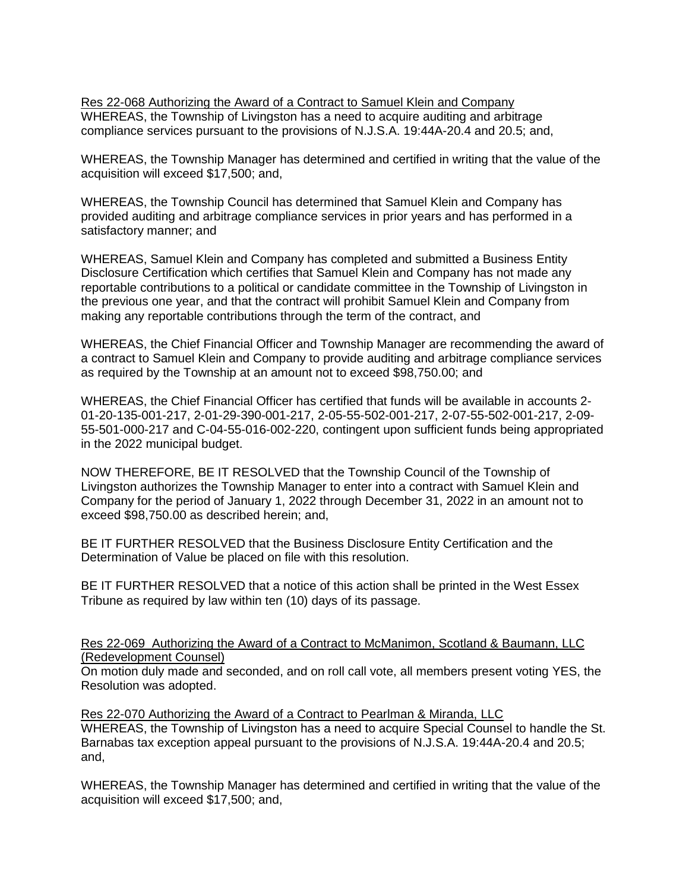Res 22-068 Authorizing the Award of a Contract to Samuel Klein and Company
WHEREAS, the Township of Livingston has a need to acquire auditing and arbitrage compliance services pursuant to the provisions of N.J.S.A. 19:44A-20.4 and 20.5; and,

WHEREAS, the Township Manager has determined and certified in writing that the value of the acquisition will exceed $17,500; and,

WHEREAS, the Township Council has determined that Samuel Klein and Company has provided auditing and arbitrage compliance services in prior years and has performed in a satisfactory manner; and

WHEREAS, Samuel Klein and Company has completed and submitted a Business Entity Disclosure Certification which certifies that Samuel Klein and Company has not made any reportable contributions to a political or candidate committee in the Township of Livingston in the previous one year, and that the contract will prohibit Samuel Klein and Company from making any reportable contributions through the term of the contract, and

WHEREAS, the Chief Financial Officer and Township Manager are recommending the award of a contract to Samuel Klein and Company to provide auditing and arbitrage compliance services as required by the Township at an amount not to exceed $98,750.00; and

WHEREAS, the Chief Financial Officer has certified that funds will be available in accounts 2-01-20-135-001-217, 2-01-29-390-001-217, 2-05-55-502-001-217, 2-07-55-502-001-217, 2-09-55-501-000-217 and C-04-55-016-002-220, contingent upon sufficient funds being appropriated in the 2022 municipal budget.

NOW THEREFORE, BE IT RESOLVED that the Township Council of the Township of Livingston authorizes the Township Manager to enter into a contract with Samuel Klein and Company for the period of January 1, 2022 through December 31, 2022 in an amount not to exceed $98,750.00 as described herein; and,

BE IT FURTHER RESOLVED that the Business Disclosure Entity Certification and the Determination of Value be placed on file with this resolution.

BE IT FURTHER RESOLVED that a notice of this action shall be printed in the West Essex Tribune as required by law within ten (10) days of its passage.

Res 22-069 Authorizing the Award of a Contract to McManimon, Scotland & Baumann, LLC (Redevelopment Counsel)
On motion duly made and seconded, and on roll call vote, all members present voting YES, the Resolution was adopted.

Res 22-070 Authorizing the Award of a Contract to Pearlman & Miranda, LLC
WHEREAS, the Township of Livingston has a need to acquire Special Counsel to handle the St. Barnabas tax exception appeal pursuant to the provisions of N.J.S.A. 19:44A-20.4 and 20.5; and,

WHEREAS, the Township Manager has determined and certified in writing that the value of the acquisition will exceed $17,500; and,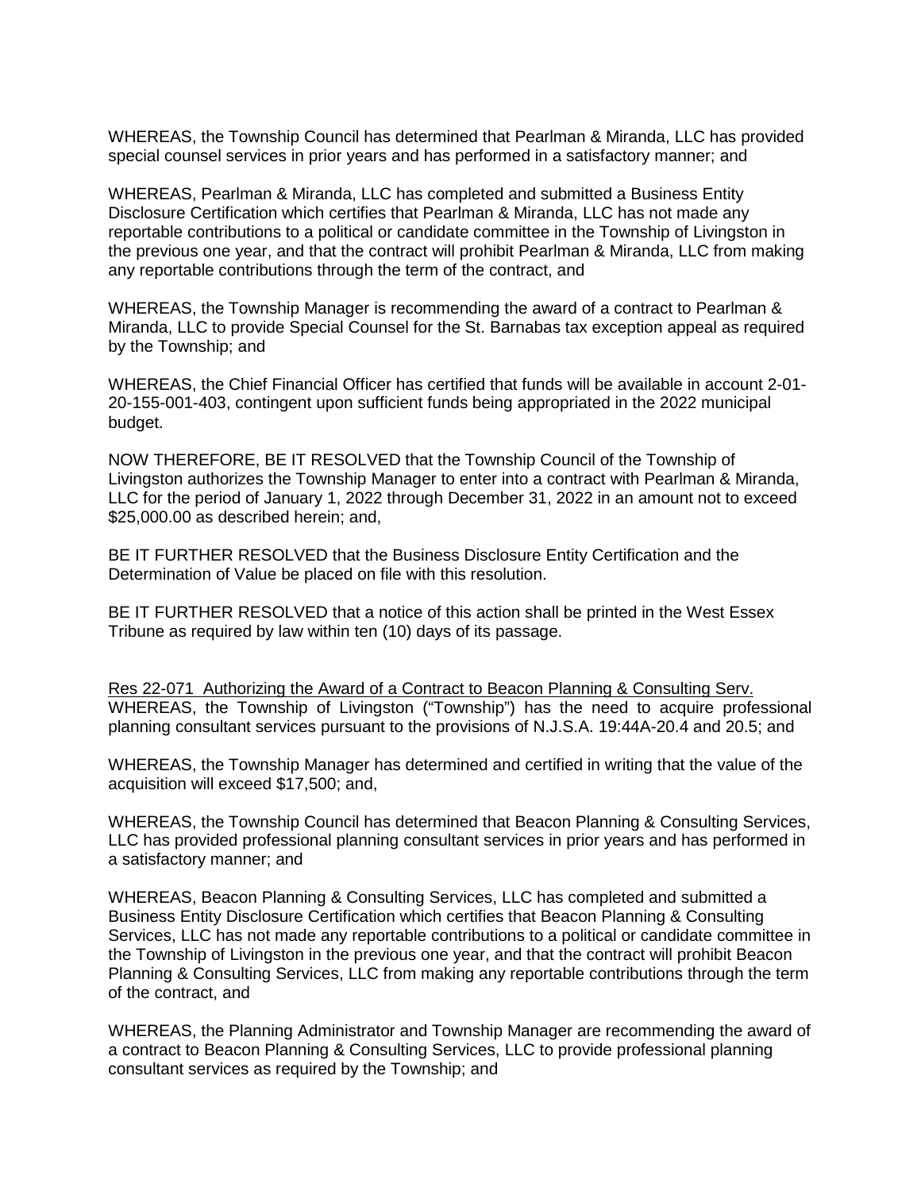WHEREAS, the Township Council has determined that Pearlman & Miranda, LLC has provided special counsel services in prior years and has performed in a satisfactory manner; and

WHEREAS, Pearlman & Miranda, LLC has completed and submitted a Business Entity Disclosure Certification which certifies that Pearlman & Miranda, LLC has not made any reportable contributions to a political or candidate committee in the Township of Livingston in the previous one year, and that the contract will prohibit Pearlman & Miranda, LLC from making any reportable contributions through the term of the contract, and

WHEREAS, the Township Manager is recommending the award of a contract to Pearlman & Miranda, LLC to provide Special Counsel for the St. Barnabas tax exception appeal as required by the Township; and

WHEREAS, the Chief Financial Officer has certified that funds will be available in account 2-01-20-155-001-403, contingent upon sufficient funds being appropriated in the 2022 municipal budget.

NOW THEREFORE, BE IT RESOLVED that the Township Council of the Township of Livingston authorizes the Township Manager to enter into a contract with Pearlman & Miranda, LLC for the period of January 1, 2022 through December 31, 2022 in an amount not to exceed $25,000.00 as described herein; and,

BE IT FURTHER RESOLVED that the Business Disclosure Entity Certification and the Determination of Value be placed on file with this resolution.

BE IT FURTHER RESOLVED that a notice of this action shall be printed in the West Essex Tribune as required by law within ten (10) days of its passage.

<u>Res 22-071 Authorizing the Award of a Contract to Beacon Planning & Consulting Serv.</u>

WHEREAS, the Township of Livingston ("Township") has the need to acquire professional planning consultant services pursuant to the provisions of N.J.S.A. 19:44A-20.4 and 20.5; and

WHEREAS, the Township Manager has determined and certified in writing that the value of the acquisition will exceed $17,500; and,

WHEREAS, the Township Council has determined that Beacon Planning & Consulting Services, LLC has provided professional planning consultant services in prior years and has performed in a satisfactory manner; and

WHEREAS, Beacon Planning & Consulting Services, LLC has completed and submitted a Business Entity Disclosure Certification which certifies that Beacon Planning & Consulting Services, LLC has not made any reportable contributions to a political or candidate committee in the Township of Livingston in the previous one year, and that the contract will prohibit Beacon Planning & Consulting Services, LLC from making any reportable contributions through the term of the contract, and

WHEREAS, the Planning Administrator and Township Manager are recommending the award of a contract to Beacon Planning & Consulting Services, LLC to provide professional planning consultant services as required by the Township; and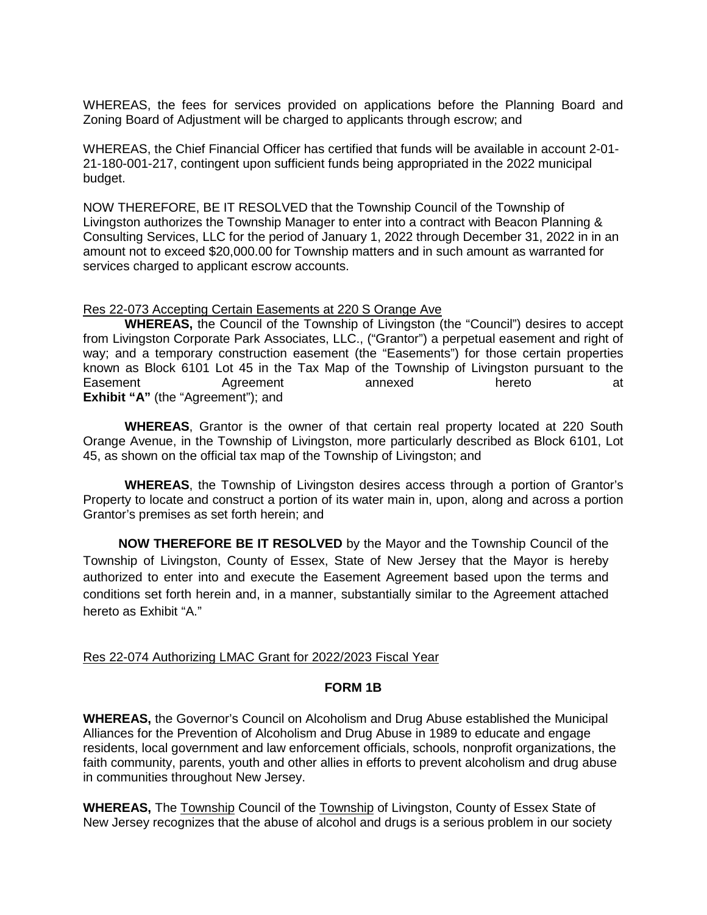WHEREAS, the fees for services provided on applications before the Planning Board and Zoning Board of Adjustment will be charged to applicants through escrow; and

WHEREAS, the Chief Financial Officer has certified that funds will be available in account 2-01-21-180-001-217, contingent upon sufficient funds being appropriated in the 2022 municipal budget.

NOW THEREFORE, BE IT RESOLVED that the Township Council of the Township of Livingston authorizes the Township Manager to enter into a contract with Beacon Planning & Consulting Services, LLC for the period of January 1, 2022 through December 31, 2022 in in an amount not to exceed $20,000.00 for Township matters and in such amount as warranted for services charged to applicant escrow accounts.

Res 22-073 Accepting Certain Easements at 220 S Orange Ave

**WHEREAS,** the Council of the Township of Livingston (the "Council") desires to accept from Livingston Corporate Park Associates, LLC., ("Grantor") a perpetual easement and right of way; and a temporary construction easement (the "Easements") for those certain properties known as Block 6101 Lot 45 in the Tax Map of the Township of Livingston pursuant to the Easement Agreement annexed hereto at **Exhibit "A"** (the "Agreement"); and

**WHEREAS**, Grantor is the owner of that certain real property located at 220 South Orange Avenue, in the Township of Livingston, more particularly described as Block 6101, Lot 45, as shown on the official tax map of the Township of Livingston; and

**WHEREAS**, the Township of Livingston desires access through a portion of Grantor's Property to locate and construct a portion of its water main in, upon, along and across a portion Grantor's premises as set forth herein; and

**NOW THEREFORE BE IT RESOLVED** by the Mayor and the Township Council of the Township of Livingston, County of Essex, State of New Jersey that the Mayor is hereby authorized to enter into and execute the Easement Agreement based upon the terms and conditions set forth herein and, in a manner, substantially similar to the Agreement attached hereto as Exhibit "A."

Res 22-074 Authorizing LMAC Grant for 2022/2023 Fiscal Year

**FORM 1B**

**WHEREAS,** the Governor's Council on Alcoholism and Drug Abuse established the Municipal Alliances for the Prevention of Alcoholism and Drug Abuse in 1989 to educate and engage residents, local government and law enforcement officials, schools, nonprofit organizations, the faith community, parents, youth and other allies in efforts to prevent alcoholism and drug abuse in communities throughout New Jersey.

**WHEREAS,** The Township Council of the Township of Livingston, County of Essex State of New Jersey recognizes that the abuse of alcohol and drugs is a serious problem in our society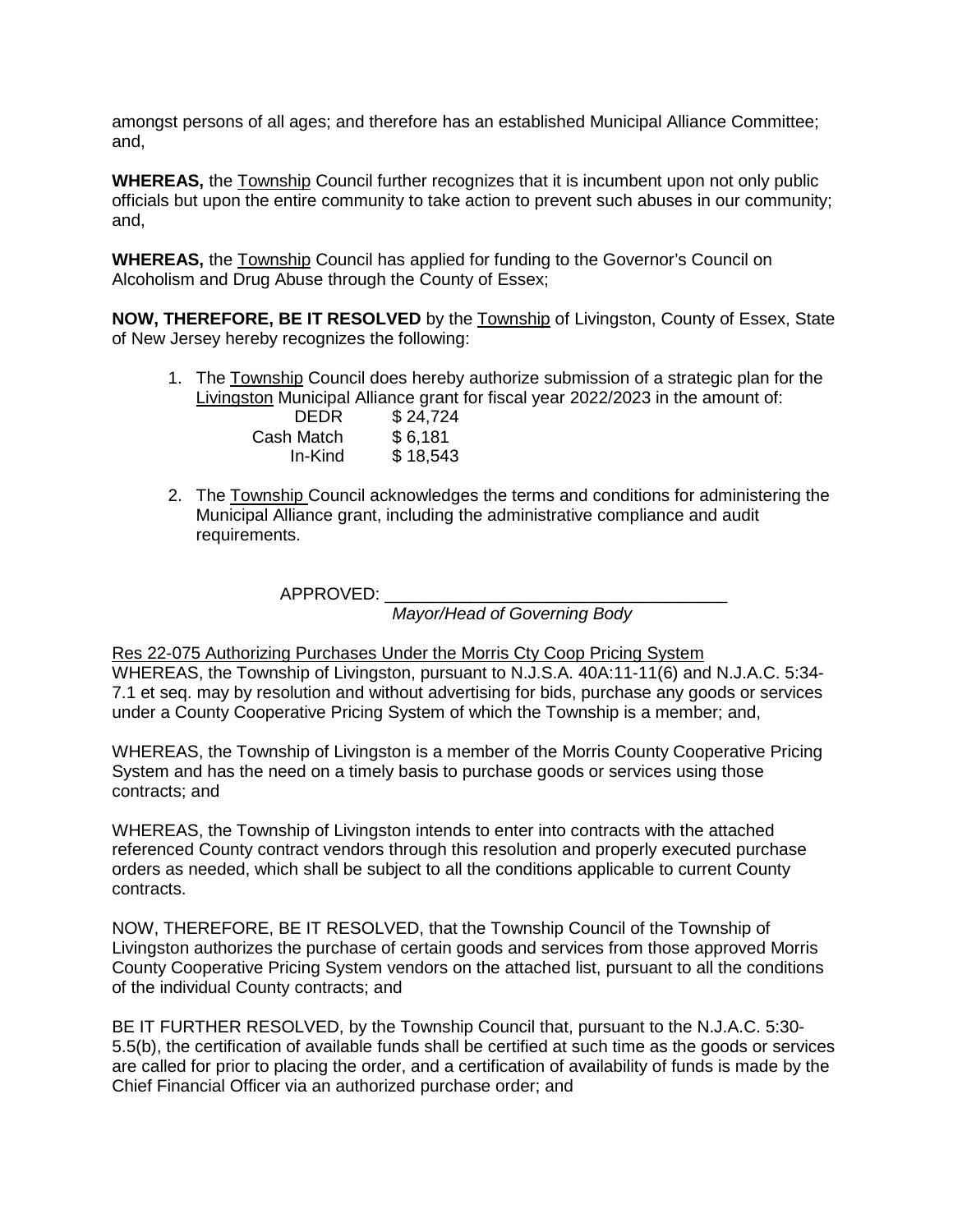amongst persons of all ages; and therefore has an established Municipal Alliance Committee; and,

**WHEREAS,** the Township Council further recognizes that it is incumbent upon not only public officials but upon the entire community to take action to prevent such abuses in our community; and,

**WHEREAS,** the Township Council has applied for funding to the Governor's Council on Alcoholism and Drug Abuse through the County of Essex;

**NOW, THEREFORE, BE IT RESOLVED** by the Township of Livingston, County of Essex, State of New Jersey hereby recognizes the following:

1. The Township Council does hereby authorize submission of a strategic plan for the Livingston Municipal Alliance grant for fiscal year 2022/2023 in the amount of:

| | |
|---|---|
| DEDR | $ 24,724 |
| Cash Match | $ 6,181 |
| In-Kind | $ 18,543 |

2. The Township Council acknowledges the terms and conditions for administering the Municipal Alliance grant, including the administrative compliance and audit requirements.

APPROVED: ___________________________________
*Mayor/Head of Governing Body*

Res 22-075 Authorizing Purchases Under the Morris Cty Coop Pricing System

WHEREAS, the Township of Livingston, pursuant to N.J.S.A. 40A:11-11(6) and N.J.A.C. 5:34-7.1 et seq. may by resolution and without advertising for bids, purchase any goods or services under a County Cooperative Pricing System of which the Township is a member; and,

WHEREAS, the Township of Livingston is a member of the Morris County Cooperative Pricing System and has the need on a timely basis to purchase goods or services using those contracts; and

WHEREAS, the Township of Livingston intends to enter into contracts with the attached referenced County contract vendors through this resolution and properly executed purchase orders as needed, which shall be subject to all the conditions applicable to current County contracts.

NOW, THEREFORE, BE IT RESOLVED, that the Township Council of the Township of Livingston authorizes the purchase of certain goods and services from those approved Morris County Cooperative Pricing System vendors on the attached list, pursuant to all the conditions of the individual County contracts; and

BE IT FURTHER RESOLVED, by the Township Council that, pursuant to the N.J.A.C. 5:30-5.5(b), the certification of available funds shall be certified at such time as the goods or services are called for prior to placing the order, and a certification of availability of funds is made by the Chief Financial Officer via an authorized purchase order; and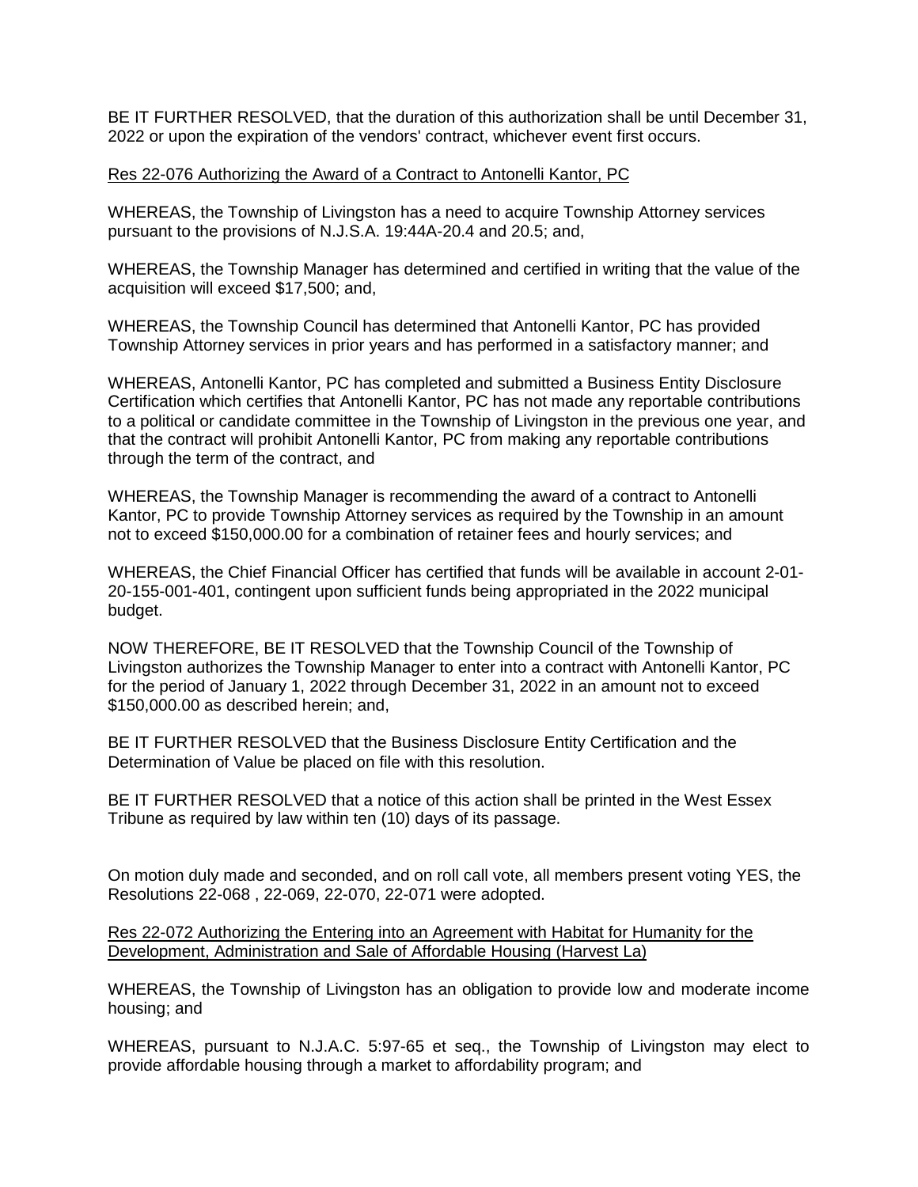BE IT FURTHER RESOLVED, that the duration of this authorization shall be until December 31, 2022 or upon the expiration of the vendors' contract, whichever event first occurs.

Res 22-076 Authorizing the Award of a Contract to Antonelli Kantor, PC

WHEREAS, the Township of Livingston has a need to acquire Township Attorney services pursuant to the provisions of N.J.S.A. 19:44A-20.4 and 20.5; and,

WHEREAS, the Township Manager has determined and certified in writing that the value of the acquisition will exceed $17,500; and,

WHEREAS, the Township Council has determined that Antonelli Kantor, PC has provided Township Attorney services in prior years and has performed in a satisfactory manner; and

WHEREAS, Antonelli Kantor, PC has completed and submitted a Business Entity Disclosure Certification which certifies that Antonelli Kantor, PC has not made any reportable contributions to a political or candidate committee in the Township of Livingston in the previous one year, and that the contract will prohibit Antonelli Kantor, PC from making any reportable contributions through the term of the contract, and

WHEREAS, the Township Manager is recommending the award of a contract to Antonelli Kantor, PC to provide Township Attorney services as required by the Township in an amount not to exceed $150,000.00 for a combination of retainer fees and hourly services; and

WHEREAS, the Chief Financial Officer has certified that funds will be available in account 2-01-20-155-001-401, contingent upon sufficient funds being appropriated in the 2022 municipal budget.

NOW THEREFORE, BE IT RESOLVED that the Township Council of the Township of Livingston authorizes the Township Manager to enter into a contract with Antonelli Kantor, PC for the period of January 1, 2022 through December 31, 2022 in an amount not to exceed $150,000.00 as described herein; and,

BE IT FURTHER RESOLVED that the Business Disclosure Entity Certification and the Determination of Value be placed on file with this resolution.

BE IT FURTHER RESOLVED that a notice of this action shall be printed in the West Essex Tribune as required by law within ten (10) days of its passage.

On motion duly made and seconded, and on roll call vote, all members present voting YES, the Resolutions 22-068 , 22-069, 22-070, 22-071 were adopted.

Res 22-072 Authorizing the Entering into an Agreement with Habitat for Humanity for the Development, Administration and Sale of Affordable Housing (Harvest La)

WHEREAS, the Township of Livingston has an obligation to provide low and moderate income housing; and

WHEREAS, pursuant to N.J.A.C. 5:97-65 et seq., the Township of Livingston may elect to provide affordable housing through a market to affordability program; and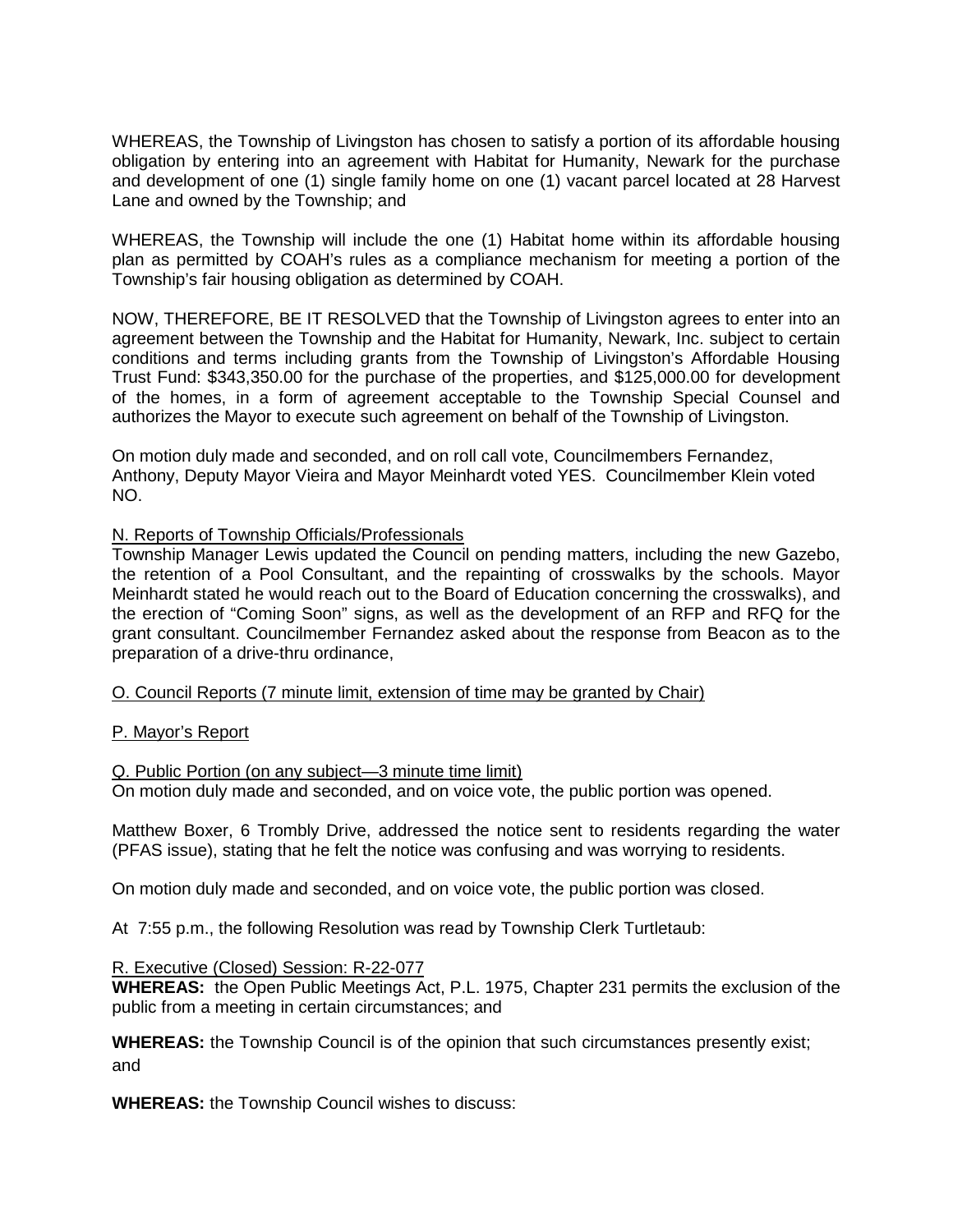WHEREAS, the Township of Livingston has chosen to satisfy a portion of its affordable housing obligation by entering into an agreement with Habitat for Humanity, Newark for the purchase and development of one (1) single family home on one (1) vacant parcel located at 28 Harvest Lane and owned by the Township; and

WHEREAS, the Township will include the one (1) Habitat home within its affordable housing plan as permitted by COAH's rules as a compliance mechanism for meeting a portion of the Township's fair housing obligation as determined by COAH.

NOW, THEREFORE, BE IT RESOLVED that the Township of Livingston agrees to enter into an agreement between the Township and the Habitat for Humanity, Newark, Inc. subject to certain conditions and terms including grants from the Township of Livingston's Affordable Housing Trust Fund: $343,350.00 for the purchase of the properties, and $125,000.00 for development of the homes, in a form of agreement acceptable to the Township Special Counsel and authorizes the Mayor to execute such agreement on behalf of the Township of Livingston.

On motion duly made and seconded, and on roll call vote, Councilmembers Fernandez, Anthony, Deputy Mayor Vieira and Mayor Meinhardt voted YES. Councilmember Klein voted NO.

N. Reports of Township Officials/Professionals

Township Manager Lewis updated the Council on pending matters, including the new Gazebo, the retention of a Pool Consultant, and the repainting of crosswalks by the schools. Mayor Meinhardt stated he would reach out to the Board of Education concerning the crosswalks), and the erection of "Coming Soon" signs, as well as the development of an RFP and RFQ for the grant consultant. Councilmember Fernandez asked about the response from Beacon as to the preparation of a drive-thru ordinance,

O. Council Reports (7 minute limit, extension of time may be granted by Chair)

P. Mayor's Report

Q. Public Portion (on any subject—3 minute time limit)

On motion duly made and seconded, and on voice vote, the public portion was opened.

Matthew Boxer, 6 Trombly Drive, addressed the notice sent to residents regarding the water (PFAS issue), stating that he felt the notice was confusing and was worrying to residents.

On motion duly made and seconded, and on voice vote, the public portion was closed.

At 7:55 p.m., the following Resolution was read by Township Clerk Turtletaub:

R. Executive (Closed) Session: R-22-077

**WHEREAS:** the Open Public Meetings Act, P.L. 1975, Chapter 231 permits the exclusion of the public from a meeting in certain circumstances; and

**WHEREAS:** the Township Council is of the opinion that such circumstances presently exist; and

**WHEREAS:** the Township Council wishes to discuss: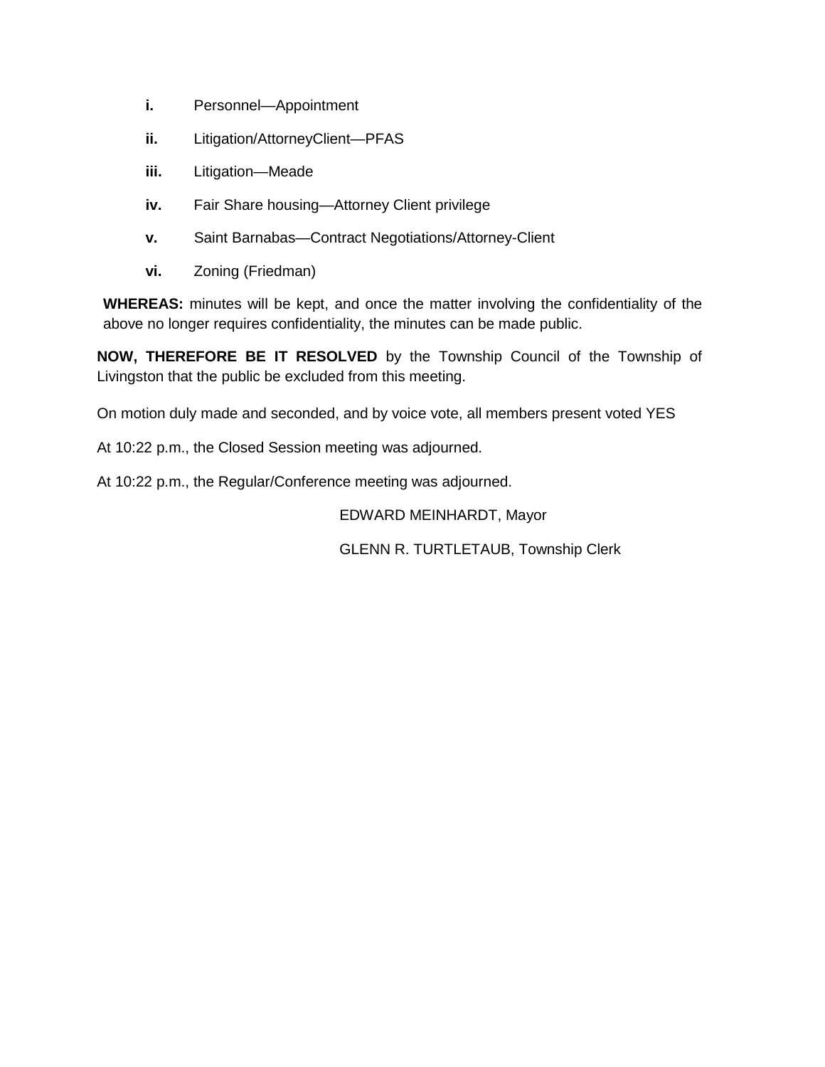- **i.** Personnel—Appointment
- **ii.** Litigation/AttorneyClient—PFAS
- **iii.** Litigation—Meade
- **iv.** Fair Share housing—Attorney Client privilege
- **v.** Saint Barnabas—Contract Negotiations/Attorney-Client
- **vi.** Zoning (Friedman)

**WHEREAS:** minutes will be kept, and once the matter involving the confidentiality of the above no longer requires confidentiality, the minutes can be made public.

**NOW, THEREFORE BE IT RESOLVED** by the Township Council of the Township of Livingston that the public be excluded from this meeting.

On motion duly made and seconded, and by voice vote, all members present voted YES

At 10:22 p.m., the Closed Session meeting was adjourned.

At 10:22 p.m., the Regular/Conference meeting was adjourned.

EDWARD MEINHARDT, Mayor

GLENN R. TURTLETAUB, Township Clerk